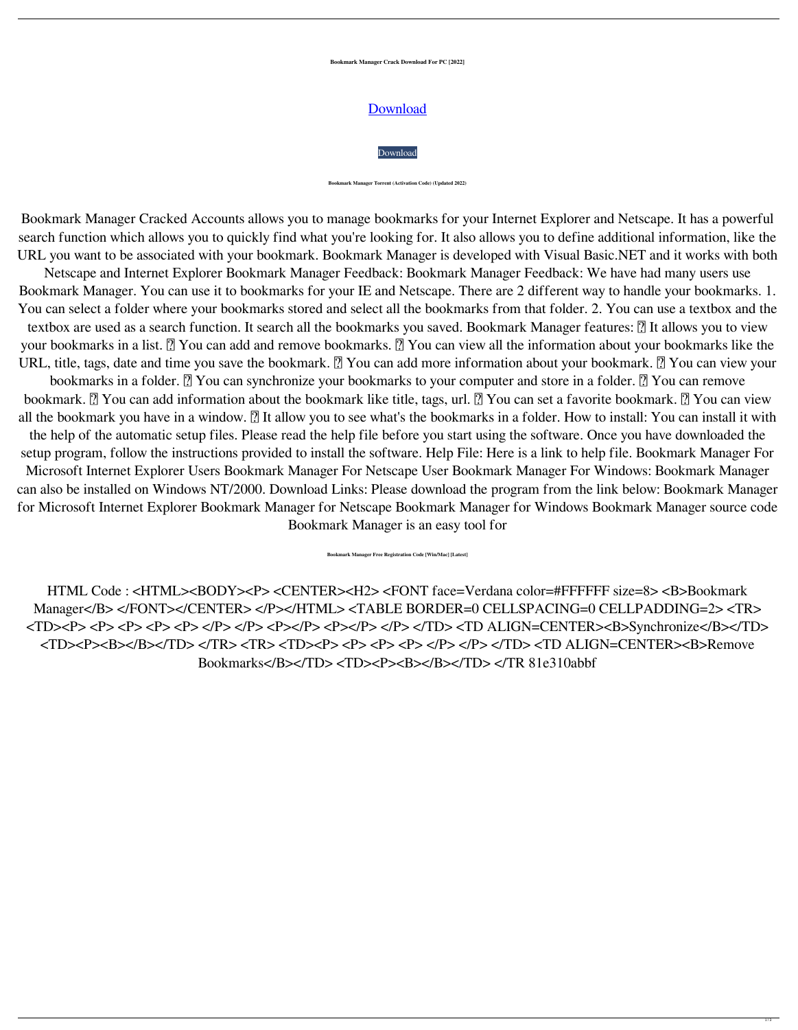**Bookmark Manager Crack Download For PC [2022]**

[Download](#)

[Download](#)

**Bookmark Manager Torrent (Activation Code) (Updated 2022)**

Bookmark Manager Cracked Accounts allows you to manage bookmarks for your Internet Explorer and Netscape. It has a powerful search function which allows you to quickly find what you're looking for. It also allows you to define additional information, like the URL you want to be associated with your bookmark. Bookmark Manager is developed with Visual Basic.NET and it works with both Netscape and Internet Explorer Bookmark Manager Feedback: Bookmark Manager Feedback: We have had many users use Bookmark Manager. You can use it to bookmarks for your IE and Netscape. There are 2 different way to handle your bookmarks. 1. You can select a folder where your bookmarks stored and select all the bookmarks from that folder. 2. You can use a textbox and the textbox are used as a search function. It search all the bookmarks you saved. Bookmark Manager features: ▯ It allows you to view your bookmarks in a list. ▯ You can add and remove bookmarks. ▯ You can view all the information about your bookmarks like the URL, title, tags, date and time you save the bookmark. ▯ You can add more information about your bookmark. ▯ You can view your bookmarks in a folder. ▯ You can synchronize your bookmarks to your computer and store in a folder. ▯ You can remove bookmark. ▯ You can add information about the bookmark like title, tags, url. ▯ You can set a favorite bookmark. ▯ You can view all the bookmark you have in a window. ▯ It allow you to see what's the bookmarks in a folder. How to install: You can install it with the help of the automatic setup files. Please read the help file before you start using the software. Once you have downloaded the setup program, follow the instructions provided to install the software. Help File: Here is a link to help file. Bookmark Manager For Microsoft Internet Explorer Users Bookmark Manager For Netscape User Bookmark Manager For Windows: Bookmark Manager can also be installed on Windows NT/2000. Download Links: Please download the program from the link below: Bookmark Manager for Microsoft Internet Explorer Bookmark Manager for Netscape Bookmark Manager for Windows Bookmark Manager source code Bookmark Manager is an easy tool for

**Bookmark Manager Free Registration Code [Win/Mac] [Latest]**

HTML Code : <HTML><BODY><P> <CENTER><H2> <FONT face=Verdana color=#FFFFFF size=8> <B>Bookmark Manager</B> </FONT></CENTER> </P></HTML> <TABLE BORDER=0 CELLSPACING=0 CELLPADDING=2> <TR> <TD><P> <P> <P> <P> <P> </P> </P> <P></P> <P></P> </P> </TD> <TD ALIGN=CENTER><B>Synchronize</B></TD> <TD><P><B></B></TD> </TR> <TR> <TD><P> <P> <P> <P> </P> </P> </TD> <TD ALIGN=CENTER><B>Remove Bookmarks</B></TD> <TD><P><B></B></TD> </TR 81e310abbf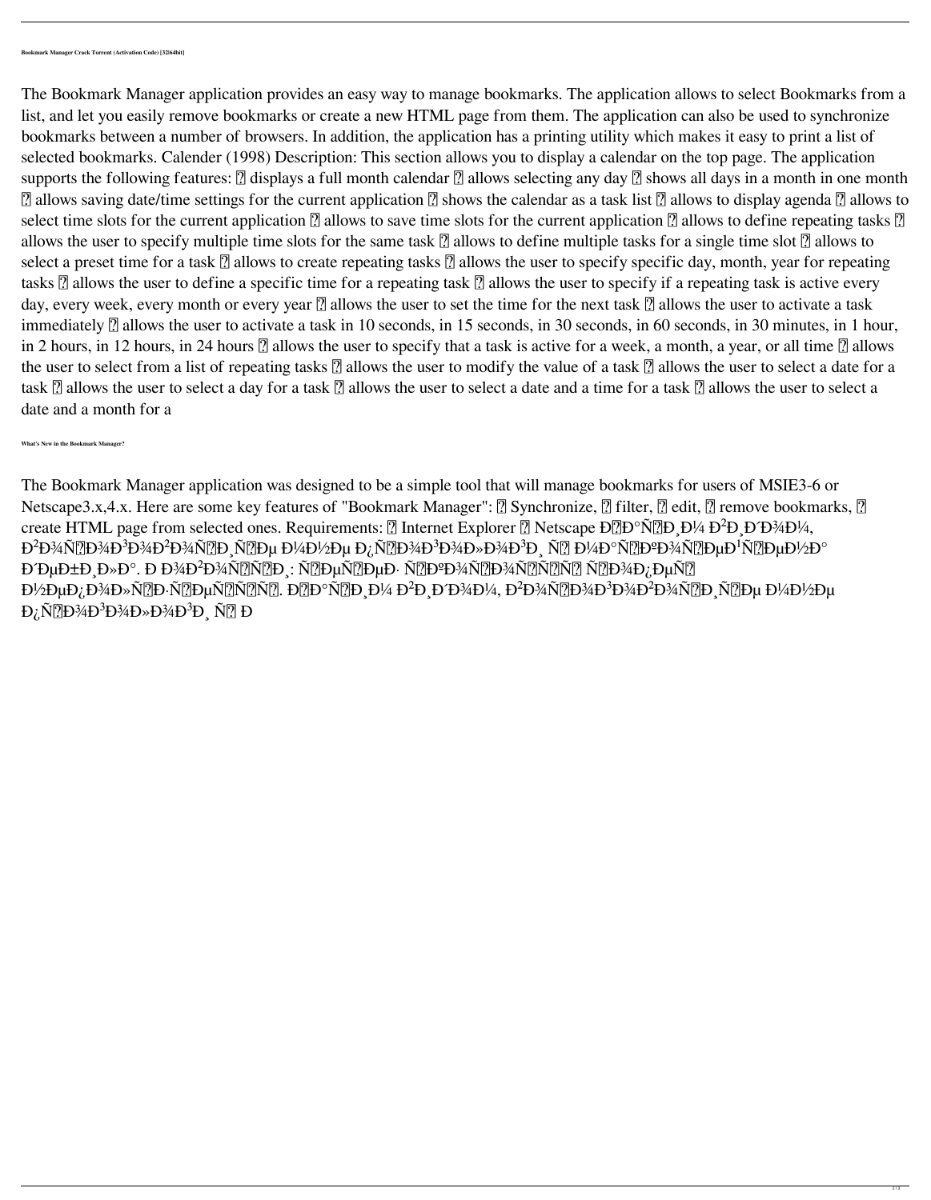**Bookmark Manager Crack Torrent (Activation Code) [32|64bit]**

The Bookmark Manager application provides an easy way to manage bookmarks. The application allows to select Bookmarks from a list, and let you easily remove bookmarks or create a new HTML page from them. The application can also be used to synchronize bookmarks between a number of browsers. In addition, the application has a printing utility which makes it easy to print a list of selected bookmarks. Calender (1998) Description: This section allows you to display a calendar on the top page. The application supports the following features: ▯ displays a full month calendar ▯ allows selecting any day ▯ shows all days in a month in one month ▯ allows saving date/time settings for the current application ▯ shows the calendar as a task list ▯ allows to display agenda ▯ allows to select time slots for the current application ▯ allows to save time slots for the current application ▯ allows to define repeating tasks ▯ allows the user to specify multiple time slots for the same task ▯ allows to define multiple tasks for a single time slot ▯ allows to select a preset time for a task ▯ allows to create repeating tasks ▯ allows the user to specify specific day, month, year for repeating tasks ▯ allows the user to define a specific time for a repeating task ▯ allows the user to specify if a repeating task is active every day, every week, every month or every year ▯ allows the user to set the time for the next task ▯ allows the user to activate a task immediately ▯ allows the user to activate a task in 10 seconds, in 15 seconds, in 30 seconds, in 60 seconds, in 30 minutes, in 1 hour, in 2 hours, in 12 hours, in 24 hours ▯ allows the user to specify that a task is active for a week, a month, a year, or all time ▯ allows the user to select from a list of repeating tasks ▯ allows the user to modify the value of a task ▯ allows the user to select a date for a task ▯ allows the user to select a day for a task ▯ allows the user to select a date and a time for a task ▯ allows the user to select a date and a month for a

**What's New in the Bookmark Manager?**

The Bookmark Manager application was designed to be a simple tool that will manage bookmarks for users of MSIE3-6 or Netscape3.x,4.x. Here are some key features of "Bookmark Manager": ▯ Synchronize, ▯ filter, ▯ edit, ▯ remove bookmarks, ▯ create HTML page from selected ones. Requirements: ▯ Internet Explorer ▯ Netscape Ð▯Ð°Ñ▯Ð¸Ð¼ Ð²Ð¸Ð´Ð¾Ð¼, Ð²Ð¾Ñ▯Ð¾Ð³Ð¾Ð²Ð¾Ñ▯Ð¸Ñ▯Ðµ Ð¼Ð½Ðµ Ð¿Ñ▯Ð¾Ð³Ð¾Ð»Ð¾Ð³Ð¸ Ñ▯ Ð¼Ð°Ñ▯ÐºÐ¾Ñ▯ÐµÐ¹Ñ▯ÐµÐ½Ð° Ð´ÐµÐ±Ð¸Ð»Ð°. Ð Ð¾Ð²Ð¾Ñ▯Ñ▯Ð¸: Ñ▯ÐµÑ▯ÐµÐ· Ñ▯ÐºÐ¾Ñ▯Ð¾Ñ▯Ñ▯Ñ▯ Ñ▯Ð¾Ð¿ÐµÑ▯ Ð½ÐµÐ¿Ð¾Ð»Ñ▯Ð·Ñ▯ÐµÑ▯Ñ▯Ñ▯. Ð▯Ð°Ñ▯Ð¸Ð¼ Ð²Ð¸Ð´Ð¾Ð¼, Ð²Ð¾Ñ▯Ð¾Ð³Ð¾Ð²Ð¾Ñ▯Ð¸Ñ▯Ðµ Ð¼Ð½Ðµ Ð¿Ñ▯Ð¾Ð³Ð¾Ð»Ð¾Ð³Ð¸ Ñ▯ Ð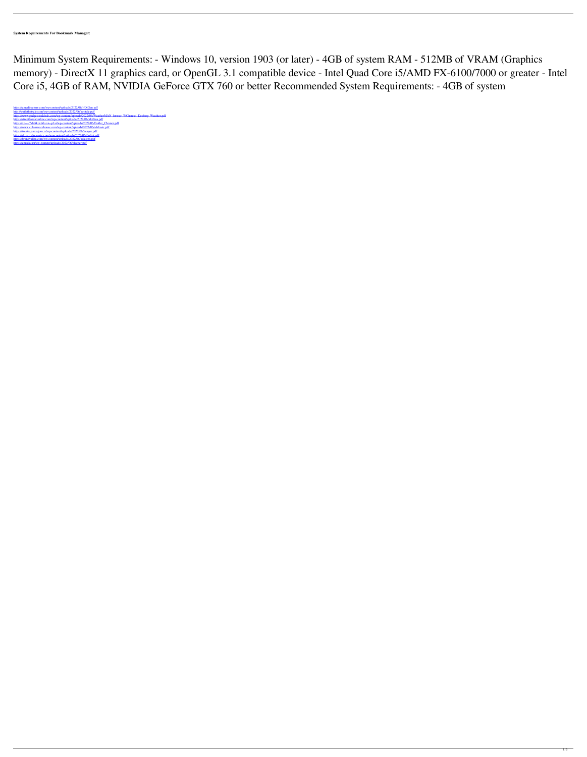**System Requirements For Bookmark Manager:**

Minimum System Requirements: - Windows 10, version 1903 (or later) - 4GB of system RAM - 512MB of VRAM (Graphics memory) - DirectX 11 graphics card, or OpenGL 3.1 compatible device - Intel Quad Core i5/AMD FX-6100/7000 or greater - Intel Core i5, 4GB of RAM, NVIDIA GeForce GTX 760 or better Recommended System Requirements: - 4GB of system

https://amedirectory.com/wp-content/uploads/2022/06/rFXlow.pdf
http://outlethotsale.com/wp-content/uploads/2022/06/geotale.pdf
https://www.gadgetsonlinedeals.com/wp-content/uploads/2022/06/WeatherMAN_former_WChannel_Desktop_Weather.pdf
https://streetbazaaronline.com/wp-content/uploads/2022/06/aldebua.pdf
https://xn----7sbbtkovddo.xn--p1ai/wp-content/uploads/2022/06/Folder_Cleaner.pdf
https://www.colourwarehouse.com/wp-content/uploads/2022/06/addrastr.pdf
https://trenirajsamajom.rs/wp-content/uploads/2022/06/keagor.pdf
https://drmanishasangle.com/wp-content/uploads/2022/06/ilaykal.pdf
https://brandyallen.com/wp-content/uploads/2022/06/nalairen.pdf
https://emsalat.ru/wp-content/uploads/2022/06/cleaner.pdf